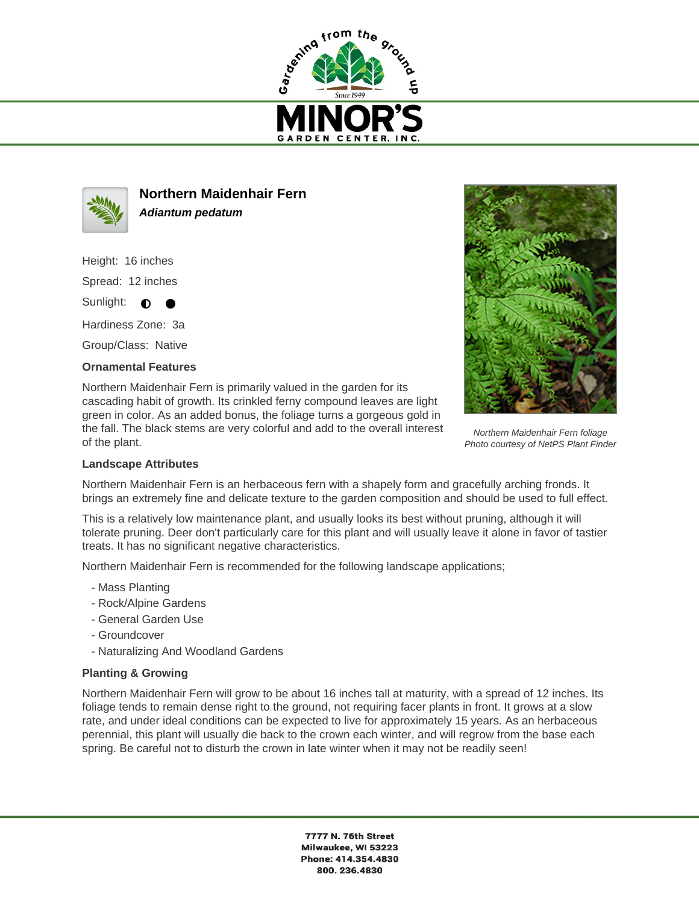# Northern Maidenhair Fern

***Adiantum pedatum***

Height: 16 inches

Spread: 12 inches

Sunlight: ◐ ●

Hardiness Zone: 3a

Group/Class: Native

### Ornamental Features

Northern Maidenhair Fern is primarily valued in the garden for its cascading habit of growth. Its crinkled ferny compound leaves are light green in color. As an added bonus, the foliage turns a gorgeous gold in the fall. The black stems are very colorful and add to the overall interest of the plant.

*Northern Maidenhair Fern foliage*
*Photo courtesy of NetPS Plant Finder*

### Landscape Attributes

Northern Maidenhair Fern is an herbaceous fern with a shapely form and gracefully arching fronds. It brings an extremely fine and delicate texture to the garden composition and should be used to full effect.

This is a relatively low maintenance plant, and usually looks its best without pruning, although it will tolerate pruning. Deer don't particularly care for this plant and will usually leave it alone in favor of tastier treats. It has no significant negative characteristics.

Northern Maidenhair Fern is recommended for the following landscape applications;

- Mass Planting
- Rock/Alpine Gardens
- General Garden Use
- Groundcover
- Naturalizing And Woodland Gardens

### Planting & Growing

Northern Maidenhair Fern will grow to be about 16 inches tall at maturity, with a spread of 12 inches. Its foliage tends to remain dense right to the ground, not requiring facer plants in front. It grows at a slow rate, and under ideal conditions can be expected to live for approximately 15 years. As an herbaceous perennial, this plant will usually die back to the crown each winter, and will regrow from the base each spring. Be careful not to disturb the crown in late winter when it may not be readily seen!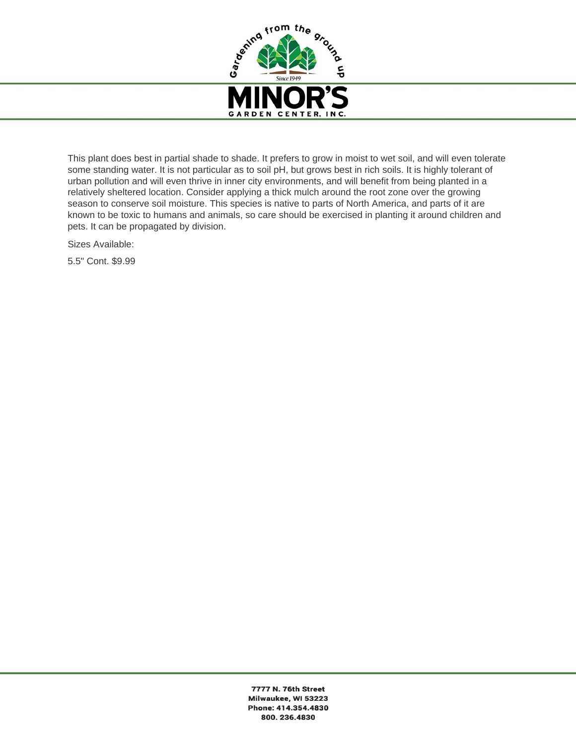This plant does best in partial shade to shade. It prefers to grow in moist to wet soil, and will even tolerate some standing water. It is not particular as to soil pH, but grows best in rich soils. It is highly tolerant of urban pollution and will even thrive in inner city environments, and will benefit from being planted in a relatively sheltered location. Consider applying a thick mulch around the root zone over the growing season to conserve soil moisture. This species is native to parts of North America, and parts of it are known to be toxic to humans and animals, so care should be exercised in planting it around children and pets. It can be propagated by division.

Sizes Available:

5.5" Cont. $9.99